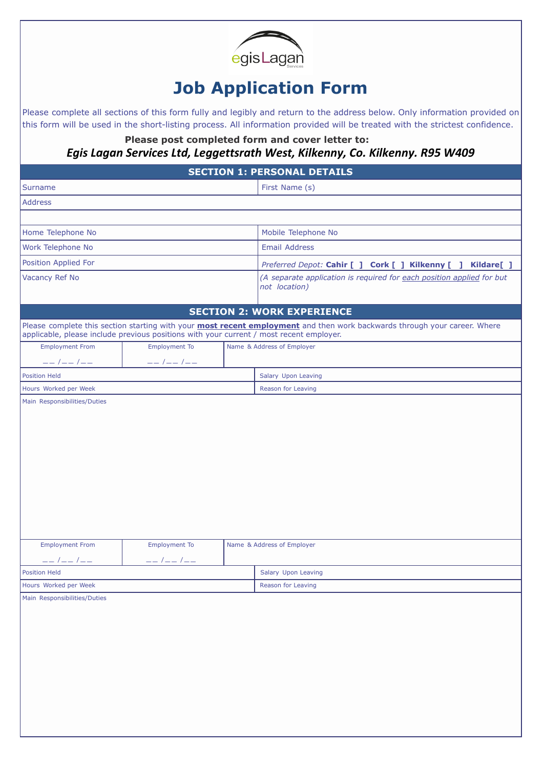# Job Application Form

Please complete all sections of this form fully and legibly and return to the address below. Only information provided on this form will be used in the short-listing process. All information provided will be treated with the strictest confidence.

**Please post completed form and cover letter to:**

***Egis Lagan Services Ltd, Leggettsrath West, Kilkenny, Co. Kilkenny. R95 W409***

## SECTION 1: PERSONAL DETAILS

| Surname | First Name (s) |
|---|---|
| Address | |
| | |
| Home Telephone No | Mobile Telephone No |
| Work Telephone No | Email Address |
| Position Applied For | *Preferred Depot:* **Cahir [ ] Cork [ ] Kilkenny [ ] Kildare[ ]** |
| Vacancy Ref No | *(A separate application is required for each position applied for but not location)* |

## SECTION 2: WORK EXPERIENCE

Please complete this section starting with your **most recent employment** and then work backwards through your career. Where applicable, please include previous positions with your current / most recent employer.

| Employment From | Employment To | Name & Address of Employer |
|---|---|---|
| __ /__ /__ | __ /__ /__ | |
| Position Held | | Salary Upon Leaving |
| Hours Worked per Week | | Reason for Leaving |
| Main Responsibilities/Duties | | |

| Employment From | Employment To | Name & Address of Employer |
|---|---|---|
| __ /__ /__ | __ /__ /__ | |
| Position Held | | Salary Upon Leaving |
| Hours Worked per Week | | Reason for Leaving |
| Main Responsibilities/Duties | | |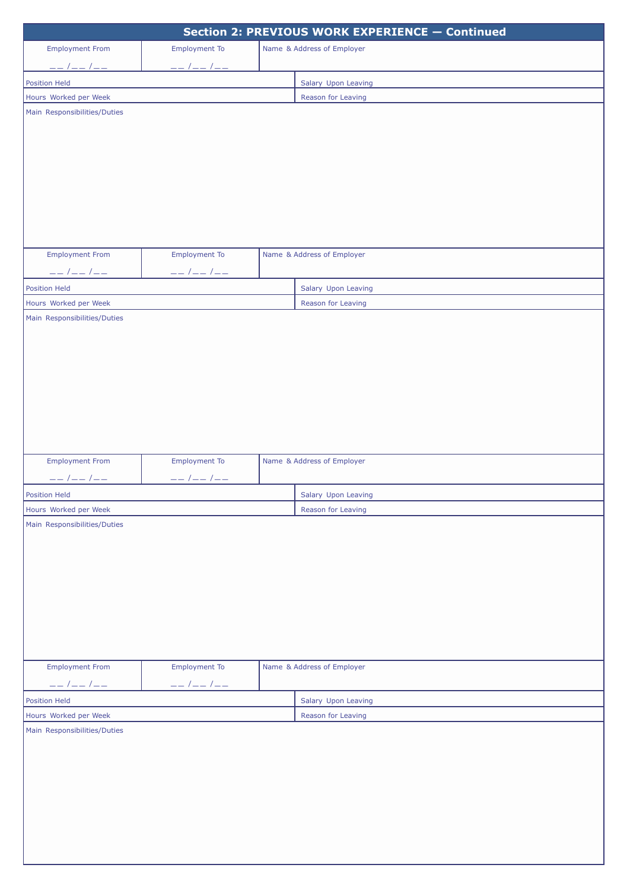## Section 2: PREVIOUS WORK EXPERIENCE — Continued

| Employment From | Employment To | Name & Address of Employer |
|---|---|---|
| __ /__ /__ | __ /__ /__ | |

| Position Held | Salary Upon Leaving |
|---|---|
| Hours Worked per Week | Reason for Leaving |

Main Responsibilities/Duties

| Employment From | Employment To | Name & Address of Employer |
|---|---|---|
| __ /__ /__ | __ /__ /__ | |

| Position Held | Salary Upon Leaving |
|---|---|
| Hours Worked per Week | Reason for Leaving |

Main Responsibilities/Duties

| Employment From | Employment To | Name & Address of Employer |
|---|---|---|
| __ /__ /__ | __ /__ /__ | |

| Position Held | Salary Upon Leaving |
|---|---|
| Hours Worked per Week | Reason for Leaving |

Main Responsibilities/Duties

| Employment From | Employment To | Name & Address of Employer |
|---|---|---|
| __ /__ /__ | __ /__ /__ | |

| Position Held | Salary Upon Leaving |
|---|---|
| Hours Worked per Week | Reason for Leaving |

Main Responsibilities/Duties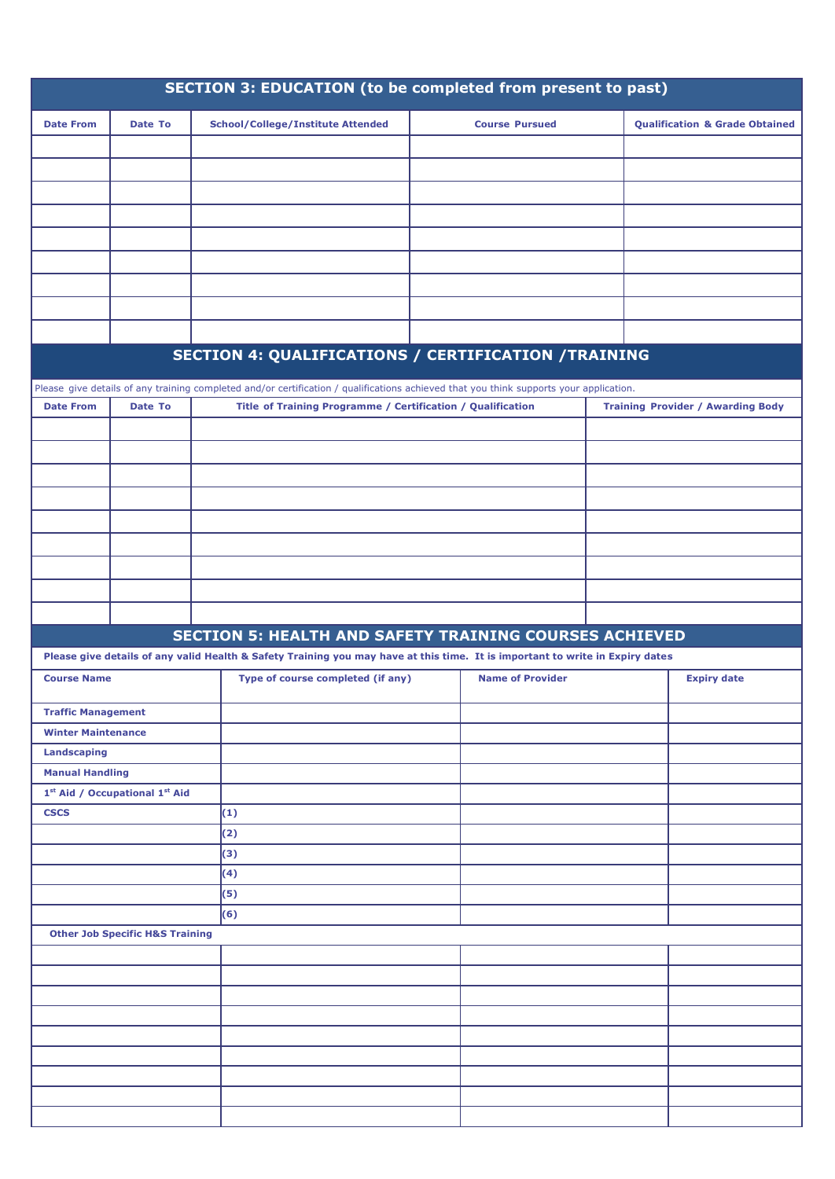## SECTION 3: EDUCATION (to be completed from present to past)

| Date From | Date To | School/College/Institute Attended | Course Pursued | Qualification & Grade Obtained |
|---|---|---|---|---|
| | | | | |
| | | | | |
| | | | | |
| | | | | |
| | | | | |
| | | | | |
| | | | | |
| | | | | |
| | | | | |

## SECTION 4: QUALIFICATIONS / CERTIFICATION /TRAINING

Please give details of any training completed and/or certification / qualifications achieved that you think supports your application.

| Date From | Date To | Title of Training Programme / Certification / Qualification | Training Provider / Awarding Body |
|---|---|---|---|
| | | | |
| | | | |
| | | | |
| | | | |
| | | | |
| | | | |
| | | | |
| | | | |
| | | | |

## SECTION 5: HEALTH AND SAFETY TRAINING COURSES ACHIEVED

**Please give details of any valid Health & Safety Training you may have at this time. It is important to write in Expiry dates**

| Course Name | Type of course completed (if any) | Name of Provider | Expiry date |
|---|---|---|---|
| **Traffic Management** | | | |
| **Winter Maintenance** | | | |
| **Landscaping** | | | |
| **Manual Handling** | | | |
| **1st Aid / Occupational 1st Aid** | | | |
| **CSCS** | (1) | | |
| | (2) | | |
| | (3) | | |
| | (4) | | |
| | (5) | | |
| | (6) | | |
| **Other Job Specific H&S Training** | | | |
| | | | |
| | | | |
| | | | |
| | | | |
| | | | |
| | | | |
| | | | |
| | | | |
| | | | |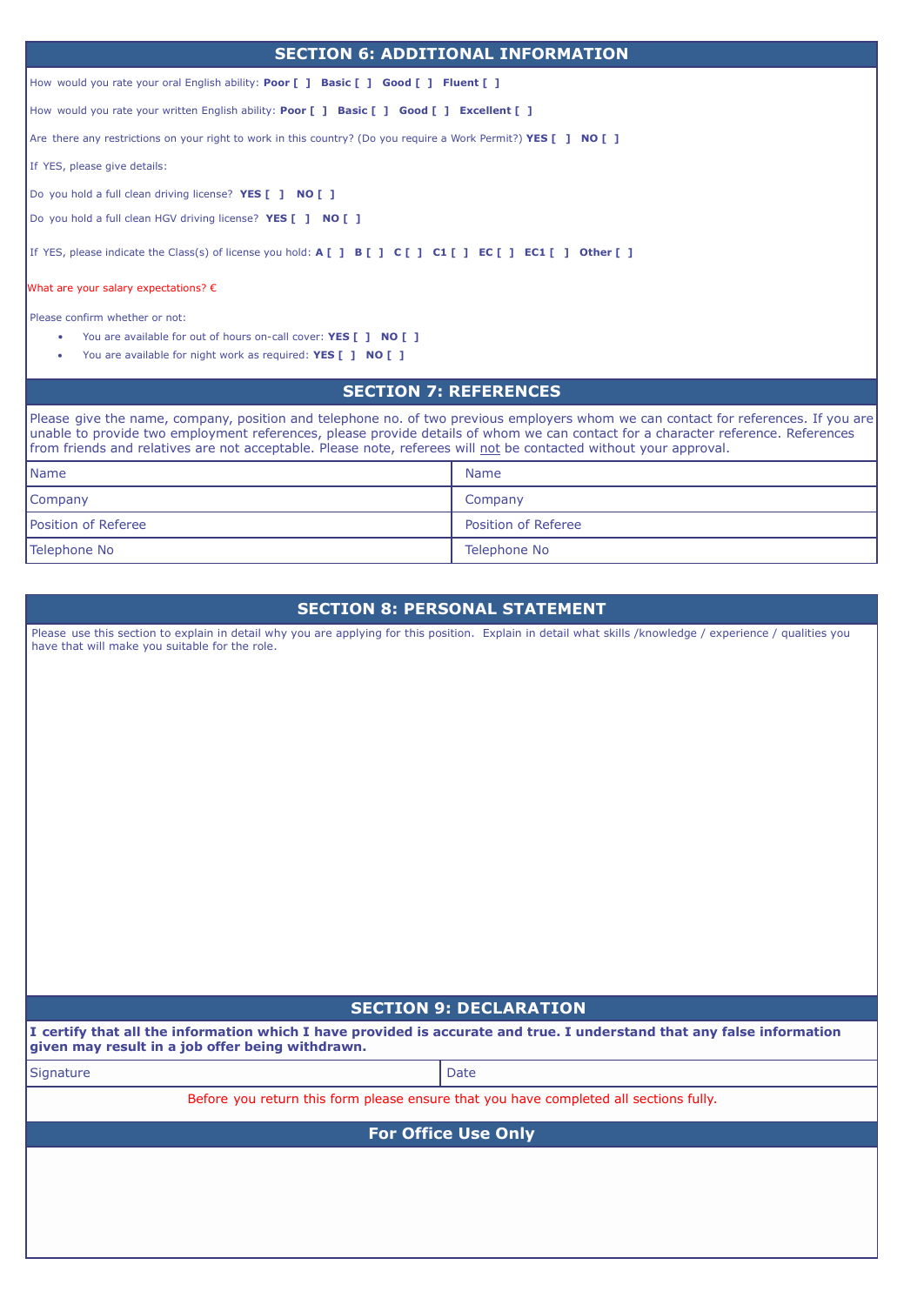## SECTION 6: ADDITIONAL INFORMATION

How would you rate your oral English ability: **Poor [ ] Basic [ ] Good [ ] Fluent [ ]**

How would you rate your written English ability: **Poor [ ] Basic [ ] Good [ ] Excellent [ ]**

Are there any restrictions on your right to work in this country? (Do you require a Work Permit?) **YES [ ] NO [ ]**

If YES, please give details:

Do you hold a full clean driving license? **YES [ ] NO [ ]**

Do you hold a full clean HGV driving license? **YES [ ] NO [ ]**

If YES, please indicate the Class(s) of license you hold: **A [ ] B [ ] C [ ] C1 [ ] EC [ ] EC1 [ ] Other [ ]**

What are your salary expectations? €

Please confirm whether or not:

- You are available for out of hours on-call cover: **YES [ ] NO [ ]**
- You are available for night work as required: **YES [ ] NO [ ]**

## SECTION 7: REFERENCES

Please give the name, company, position and telephone no. of two previous employers whom we can contact for references. If you are unable to provide two employment references, please provide details of whom we can contact for a character reference. References from friends and relatives are not acceptable. Please note, referees will not be contacted without your approval.

| | |
|---|---|
| Name | Name |
| Company | Company |
| Position of Referee | Position of Referee |
| Telephone No | Telephone No |

## SECTION 8: PERSONAL STATEMENT

Please use this section to explain in detail why you are applying for this position. Explain in detail what skills /knowledge / experience / qualities you have that will make you suitable for the role.

## SECTION 9: DECLARATION

**I certify that all the information which I have provided is accurate and true. I understand that any false information given may result in a job offer being withdrawn.**

| | |
|---|---|
| Signature | Date |

Before you return this form please ensure that you have completed all sections fully.

## For Office Use Only